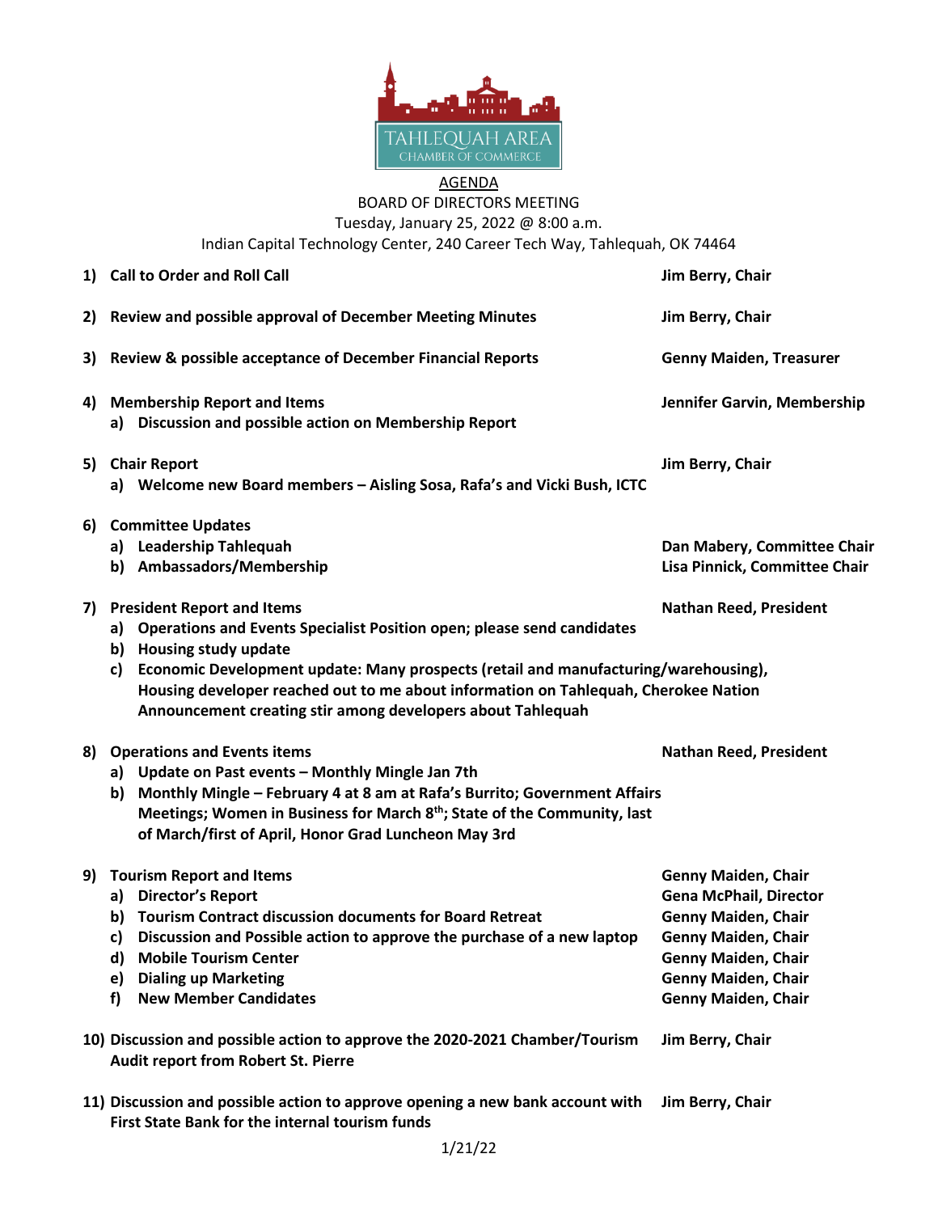TAHLEQUAH AREA
CHAMBER OF COMMERCE

AGENDA
BOARD OF DIRECTORS MEETING
Tuesday, January 25, 2022 @ 8:00 a.m.
Indian Capital Technology Center, 240 Career Tech Way, Tahlequah, OK 74464

1) **Call to Order and Roll Call** — **Jim Berry, Chair**

2) **Review and possible approval of December Meeting Minutes** — **Jim Berry, Chair**

3) **Review & possible acceptance of December Financial Reports** — **Genny Maiden, Treasurer**

4) **Membership Report and Items** — **Jennifer Garvin, Membership**
   a) **Discussion and possible action on Membership Report**

5) **Chair Report** — **Jim Berry, Chair**
   a) **Welcome new Board members – Aisling Sosa, Rafa's and Vicki Bush, ICTC**

6) **Committee Updates**
   a) **Leadership Tahlequah** — **Dan Mabery, Committee Chair**
   b) **Ambassadors/Membership** — **Lisa Pinnick, Committee Chair**

7) **President Report and Items** — **Nathan Reed, President**
   a) **Operations and Events Specialist Position open; please send candidates**
   b) **Housing study update**
   c) **Economic Development update: Many prospects (retail and manufacturing/warehousing), Housing developer reached out to me about information on Tahlequah, Cherokee Nation Announcement creating stir among developers about Tahlequah**

8) **Operations and Events items** — **Nathan Reed, President**
   a) **Update on Past events – Monthly Mingle Jan 7th**
   b) **Monthly Mingle – February 4 at 8 am at Rafa's Burrito; Government Affairs Meetings; Women in Business for March 8th; State of the Community, last of March/first of April, Honor Grad Luncheon May 3rd**

9) **Tourism Report and Items** — **Genny Maiden, Chair**
   a) **Director's Report** — **Gena McPhail, Director**
   b) **Tourism Contract discussion documents for Board Retreat** — **Genny Maiden, Chair**
   c) **Discussion and Possible action to approve the purchase of a new laptop** — **Genny Maiden, Chair**
   d) **Mobile Tourism Center** — **Genny Maiden, Chair**
   e) **Dialing up Marketing** — **Genny Maiden, Chair**
   f) **New Member Candidates** — **Genny Maiden, Chair**

10) **Discussion and possible action to approve the 2020-2021 Chamber/Tourism Audit report from Robert St. Pierre** — **Jim Berry, Chair**

11) **Discussion and possible action to approve opening a new bank account with First State Bank for the internal tourism funds** — **Jim Berry, Chair**

1/21/22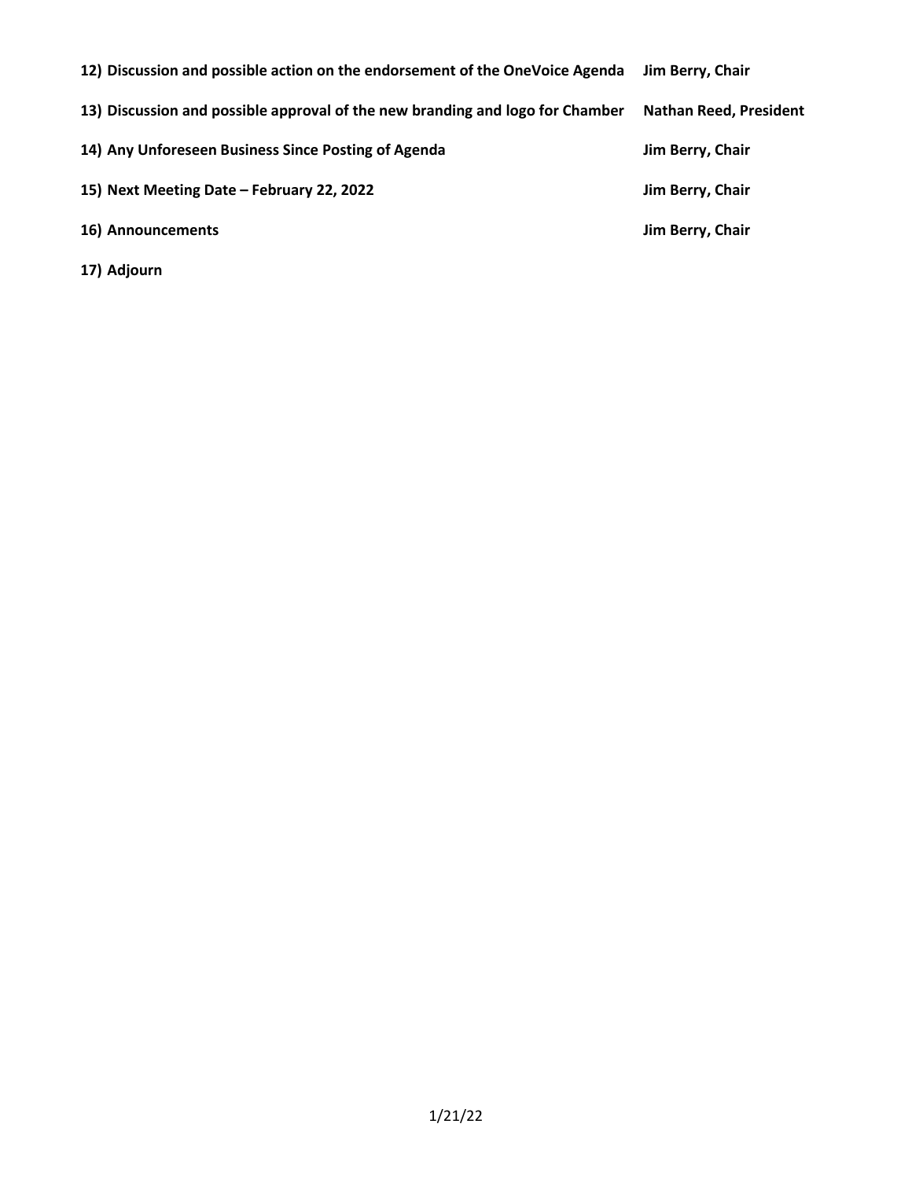**12) Discussion and possible action on the endorsement of the OneVoice Agenda** **Jim Berry, Chair**

**13) Discussion and possible approval of the new branding and logo for Chamber** **Nathan Reed, President**

**14) Any Unforeseen Business Since Posting of Agenda** **Jim Berry, Chair**

**15) Next Meeting Date – February 22, 2022** **Jim Berry, Chair**

**16) Announcements** **Jim Berry, Chair**

**17) Adjourn**

1/21/22